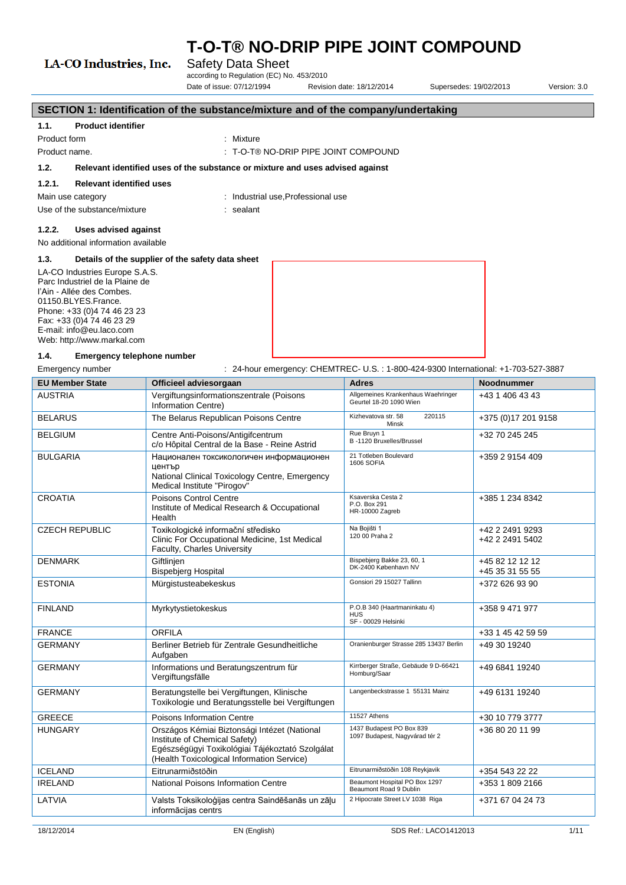LA-CO Industries, Inc.

# T-O-T® NO-DRIP PIPE JOINT COMPOUND

Safety Data Sheet

according to Regulation (EC) No. 453/2010

Date of issue: 07/12/1994 Revision date: 18/12/2014 Supersedes: 19/02/2013 Version: 3.0

## SECTION 1: Identification of the substance/mixture and of the company/undertaking

### 1.1. Product identifier

Product form : Mixture

Product name. : T-O-T® NO-DRIP PIPE JOINT COMPOUND

### 1.2. Relevant identified uses of the substance or mixture and uses advised against

#### 1.2.1. Relevant identified uses

Main use category : Industrial use,Professional use

Use of the substance/mixture : sealant

#### 1.2.2. Uses advised against

No additional information available

### 1.3. Details of the supplier of the safety data sheet

LA-CO Industries Europe S.A.S.
Parc Industriel de la Plaine de l'Ain - Allée des Combes.
01150.BLYES.France.
Phone: +33 (0)4 74 46 23 23
Fax: +33 (0)4 74 46 23 29
E-mail: info@eu.laco.com
Web: http://www.markal.com

### 1.4. Emergency telephone number

Emergency number : 24-hour emergency: CHEMTREC- U.S. : 1-800-424-9300 International: +1-703-527-3887

| EU Member State | Officieel adviesorgaan | Adres | Noodnummer |
|---|---|---|---|
| AUSTRIA | Vergiftungsinformationszentrale (Poisons Information Centre) | Allgemeines Krankenhaus Waehringer Geurtel 18-20 1090 Wien | +43 1 406 43 43 |
| BELARUS | The Belarus Republican Poisons Centre | Kizhevatova str. 58 220115 Minsk | +375 (0)17 201 9158 |
| BELGIUM | Centre Anti-Poisons/Antigifcentrum c/o Hôpital Central de la Base - Reine Astrid | Rue Bruyn 1 B -1120 Bruxelles/Brussel | +32 70 245 245 |
| BULGARIA | Национален токсикологичен информационен център National Clinical Toxicology Centre, Emergency Medical Institute "Pirogov" | 21 Totleben Boulevard 1606 SOFIA | +359 2 9154 409 |
| CROATIA | Poisons Control Centre Institute of Medical Research & Occupational Health | Ksaverska Cesta 2 P.O. Box 291 HR-10000 Zagreb | +385 1 234 8342 |
| CZECH REPUBLIC | Toxikologické informační středisko Clinic For Occupational Medicine, 1st Medical Faculty, Charles University | Na Bojišti 1 120 00 Praha 2 | +42 2 2491 9293 +42 2 2491 5402 |
| DENMARK | Giftlinjen Bispebjerg Hospital | Bispebjerg Bakke 23, 60, 1 DK-2400 København NV | +45 82 12 12 12 +45 35 31 55 55 |
| ESTONIA | Mürgistusteabekeskus | Gonsiori 29 15027 Tallinn | +372 626 93 90 |
| FINLAND | Myrkytystietokeskus | P.O.B 340 (Haartmaninkatu 4) HUS SF - 00029 Helsinki | +358 9 471 977 |
| FRANCE | ORFILA | | +33 1 45 42 59 59 |
| GERMANY | Berliner Betrieb für Zentrale Gesundheitliche Aufgaben | Oranienburger Strasse 285 13437 Berlin | +49 30 19240 |
| GERMANY | Informations und Beratungszentrum für Vergiftungsfälle | Kirrberger Straße, Gebäude 9 D-66421 Homburg/Saar | +49 6841 19240 |
| GERMANY | Beratungstelle bei Vergiftungen, Klinische Toxikologie und Beratungsstelle bei Vergiftungen | Langenbeckstrasse 1 55131 Mainz | +49 6131 19240 |
| GREECE | Poisons Information Centre | 11527 Athens | +30 10 779 3777 |
| HUNGARY | Országos Kémiai Biztonsági Intézet (National Institute of Chemical Safety) Egészségügyi Toxikológiai Tájékoztató Szolgálat (Health Toxicological Information Service) | 1437 Budapest PO Box 839 1097 Budapest, Nagyvárad tér 2 | +36 80 20 11 99 |
| ICELAND | Eitrunarmiðstöðin | Eitrunarmiðstöðin 108 Reykjavik | +354 543 22 22 |
| IRELAND | National Poisons Information Centre | Beaumont Hospital PO Box 1297 Beaumont Road 9 Dublin | +353 1 809 2166 |
| LATVIA | Valsts Toksikoloģijas centra Saindēšanās un zāļu informācijas centrs | 2 Hipocrate Street LV 1038 Riga | +371 67 04 24 73 |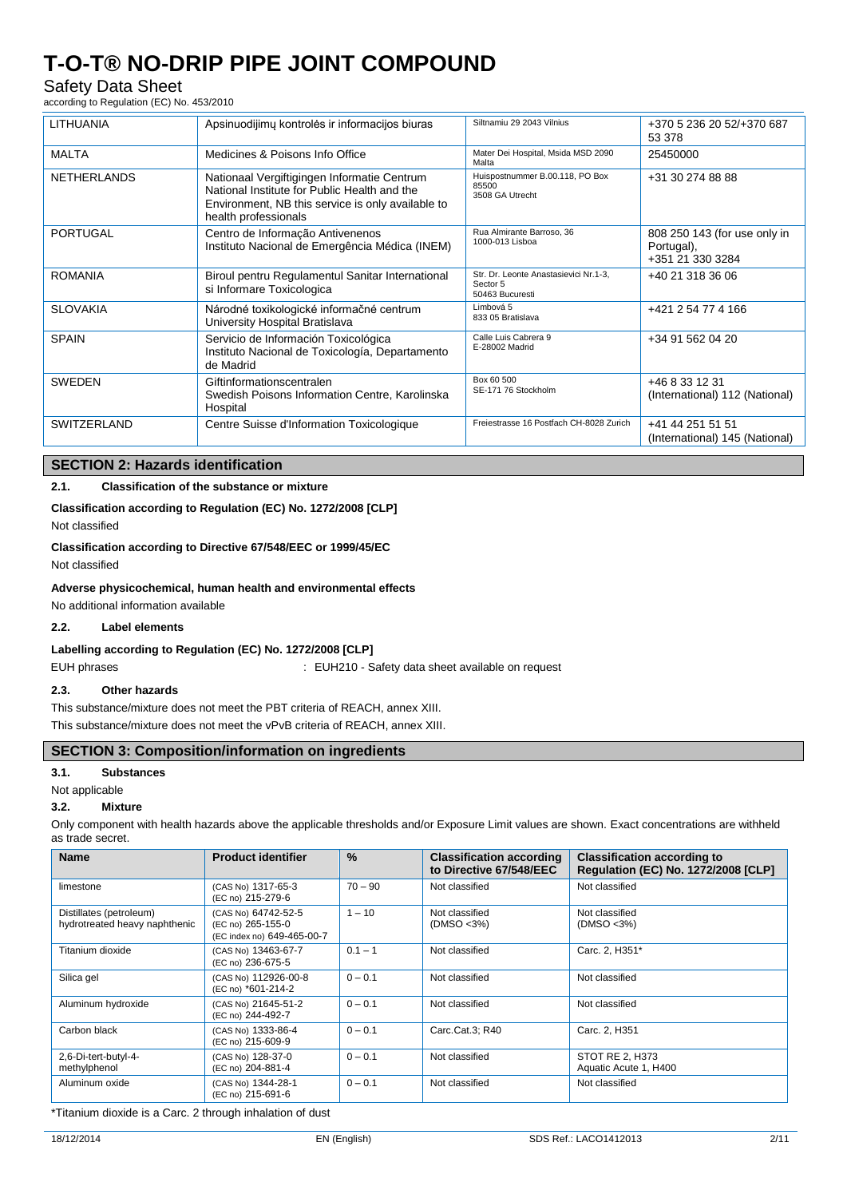| LITHUANIA | Apsinuodijimų kontrolės ir informacijos biuras | Siltnamiu 29 2043 Vilnius | +370 5 236 20 52/+370 687 53 378 |
|---|---|---|---|
| MALTA | Medicines & Poisons Info Office | Mater Dei Hospital, Msida MSD 2090 Malta | 25450000 |
| NETHERLANDS | Nationaal Vergiftigingen Informatie Centrum National Institute for Public Health and the Environment, NB this service is only available to health professionals | Huispostnummer B.00.118, PO Box 85500 3508 GA Utrecht | +31 30 274 88 88 |
| PORTUGAL | Centro de Informação Antivenenos Instituto Nacional de Emergência Médica (INEM) | Rua Almirante Barroso, 36 1000-013 Lisboa | 808 250 143 (for use only in Portugal), +351 21 330 3284 |
| ROMANIA | Biroul pentru Regulamentul Sanitar International si Informare Toxicologica | Str. Dr. Leonte Anastasievici Nr.1-3, Sector 5 50463 Bucuresti | +40 21 318 36 06 |
| SLOVAKIA | Národné toxikologické informačné centrum University Hospital Bratislava | Limbová 5 833 05 Bratislava | +421 2 54 77 4 166 |
| SPAIN | Servicio de Información Toxicológica Instituto Nacional de Toxicología, Departamento de Madrid | Calle Luis Cabrera 9 E-28002 Madrid | +34 91 562 04 20 |
| SWEDEN | Giftinformationscentralen Swedish Poisons Information Centre, Karolinska Hospital | Box 60 500 SE-171 76 Stockholm | +46 8 33 12 31 (International) 112 (National) |
| SWITZERLAND | Centre Suisse d'Information Toxicologique | Freiestrasse 16 Postfach CH-8028 Zurich | +41 44 251 51 51 (International) 145 (National) |

## SECTION 2: Hazards identification

### 2.1. Classification of the substance or mixture

**Classification according to Regulation (EC) No. 1272/2008 [CLP]**

Not classified

**Classification according to Directive 67/548/EEC or 1999/45/EC**

Not classified

**Adverse physicochemical, human health and environmental effects**

No additional information available

### 2.2. Label elements

**Labelling according to Regulation (EC) No. 1272/2008 [CLP]**

EUH phrases : EUH210 - Safety data sheet available on request

### 2.3. Other hazards

This substance/mixture does not meet the PBT criteria of REACH, annex XIII.

This substance/mixture does not meet the vPvB criteria of REACH, annex XIII.

## SECTION 3: Composition/information on ingredients

### 3.1. Substances

Not applicable

### 3.2. Mixture

Only component with health hazards above the applicable thresholds and/or Exposure Limit values are shown. Exact concentrations are withheld as trade secret.

| Name | Product identifier | % | Classification according to Directive 67/548/EEC | Classification according to Regulation (EC) No. 1272/2008 [CLP] |
|---|---|---|---|---|
| limestone | (CAS No) 1317-65-3 (EC no) 215-279-6 | 70 – 90 | Not classified | Not classified |
| Distillates (petroleum) hydrotreated heavy naphthenic | (CAS No) 64742-52-5 (EC no) 265-155-0 (EC index no) 649-465-00-7 | 1 – 10 | Not classified (DMSO <3%) | Not classified (DMSO <3%) |
| Titanium dioxide | (CAS No) 13463-67-7 (EC no) 236-675-5 | 0.1 – 1 | Not classified | Carc. 2, H351* |
| Silica gel | (CAS No) 112926-00-8 (EC no) *601-214-2 | 0 – 0.1 | Not classified | Not classified |
| Aluminum hydroxide | (CAS No) 21645-51-2 (EC no) 244-492-7 | 0 – 0.1 | Not classified | Not classified |
| Carbon black | (CAS No) 1333-86-4 (EC no) 215-609-9 | 0 – 0.1 | Carc.Cat.3; R40 | Carc. 2, H351 |
| 2,6-Di-tert-butyl-4-methylphenol | (CAS No) 128-37-0 (EC no) 204-881-4 | 0 – 0.1 | Not classified | STOT RE 2, H373 Aquatic Acute 1, H400 |
| Aluminum oxide | (CAS No) 1344-28-1 (EC no) 215-691-6 | 0 – 0.1 | Not classified | Not classified |

*Titanium dioxide is a Carc. 2 through inhalation of dust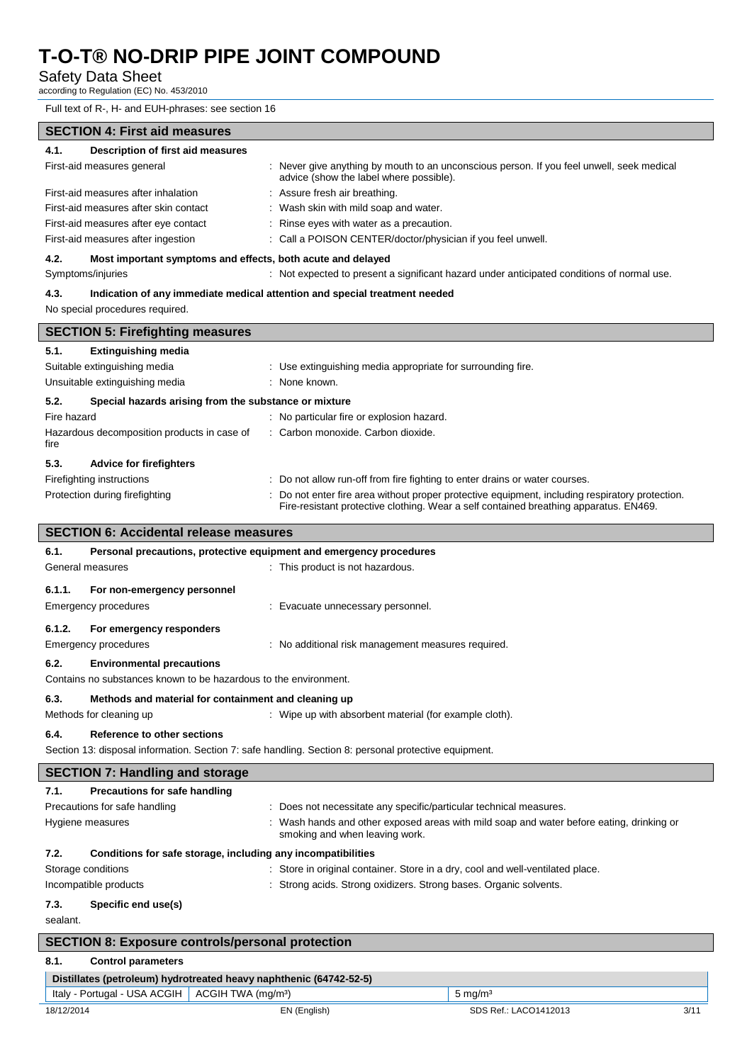Full text of R-, H- and EUH-phrases: see section 16

## SECTION 4: First aid measures

### 4.1. Description of first aid measures

| | |
|---|---|
| First-aid measures general | : Never give anything by mouth to an unconscious person. If you feel unwell, seek medical advice (show the label where possible). |
| First-aid measures after inhalation | : Assure fresh air breathing. |
| First-aid measures after skin contact | : Wash skin with mild soap and water. |
| First-aid measures after eye contact | : Rinse eyes with water as a precaution. |
| First-aid measures after ingestion | : Call a POISON CENTER/doctor/physician if you feel unwell. |

### 4.2. Most important symptoms and effects, both acute and delayed

| | |
|---|---|
| Symptoms/injuries | : Not expected to present a significant hazard under anticipated conditions of normal use. |

### 4.3. Indication of any immediate medical attention and special treatment needed

No special procedures required.

## SECTION 5: Firefighting measures

### 5.1. Extinguishing media

| | |
|---|---|
| Suitable extinguishing media | : Use extinguishing media appropriate for surrounding fire. |
| Unsuitable extinguishing media | : None known. |

### 5.2. Special hazards arising from the substance or mixture

| | |
|---|---|
| Fire hazard | : No particular fire or explosion hazard. |
| Hazardous decomposition products in case of fire | : Carbon monoxide. Carbon dioxide. |

### 5.3. Advice for firefighters

| | |
|---|---|
| Firefighting instructions | : Do not allow run-off from fire fighting to enter drains or water courses. |
| Protection during firefighting | : Do not enter fire area without proper protective equipment, including respiratory protection. Fire-resistant protective clothing. Wear a self contained breathing apparatus. EN469. |

## SECTION 6: Accidental release measures

### 6.1. Personal precautions, protective equipment and emergency procedures

| | |
|---|---|
| General measures | : This product is not hazardous. |

#### 6.1.1. For non-emergency personnel

| | |
|---|---|
| Emergency procedures | : Evacuate unnecessary personnel. |

#### 6.1.2. For emergency responders

| | |
|---|---|
| Emergency procedures | : No additional risk management measures required. |

### 6.2. Environmental precautions

Contains no substances known to be hazardous to the environment.

### 6.3. Methods and material for containment and cleaning up

| | |
|---|---|
| Methods for cleaning up | : Wipe up with absorbent material (for example cloth). |

### 6.4. Reference to other sections

Section 13: disposal information. Section 7: safe handling. Section 8: personal protective equipment.

## SECTION 7: Handling and storage

### 7.1. Precautions for safe handling

| | |
|---|---|
| Precautions for safe handling | : Does not necessitate any specific/particular technical measures. |
| Hygiene measures | : Wash hands and other exposed areas with mild soap and water before eating, drinking or smoking and when leaving work. |

### 7.2. Conditions for safe storage, including any incompatibilities

| | |
|---|---|
| Storage conditions | : Store in original container. Store in a dry, cool and well-ventilated place. |
| Incompatible products | : Strong acids. Strong oxidizers. Strong bases. Organic solvents. |

### 7.3. Specific end use(s)

sealant.

## SECTION 8: Exposure controls/personal protection

### 8.1. Control parameters

| Distillates (petroleum) hydrotreated heavy naphthenic (64742-52-5) | | |
|---|---|---|
| Italy - Portugal - USA ACGIH | ACGIH TWA (mg/m³) | 5 mg/m³ |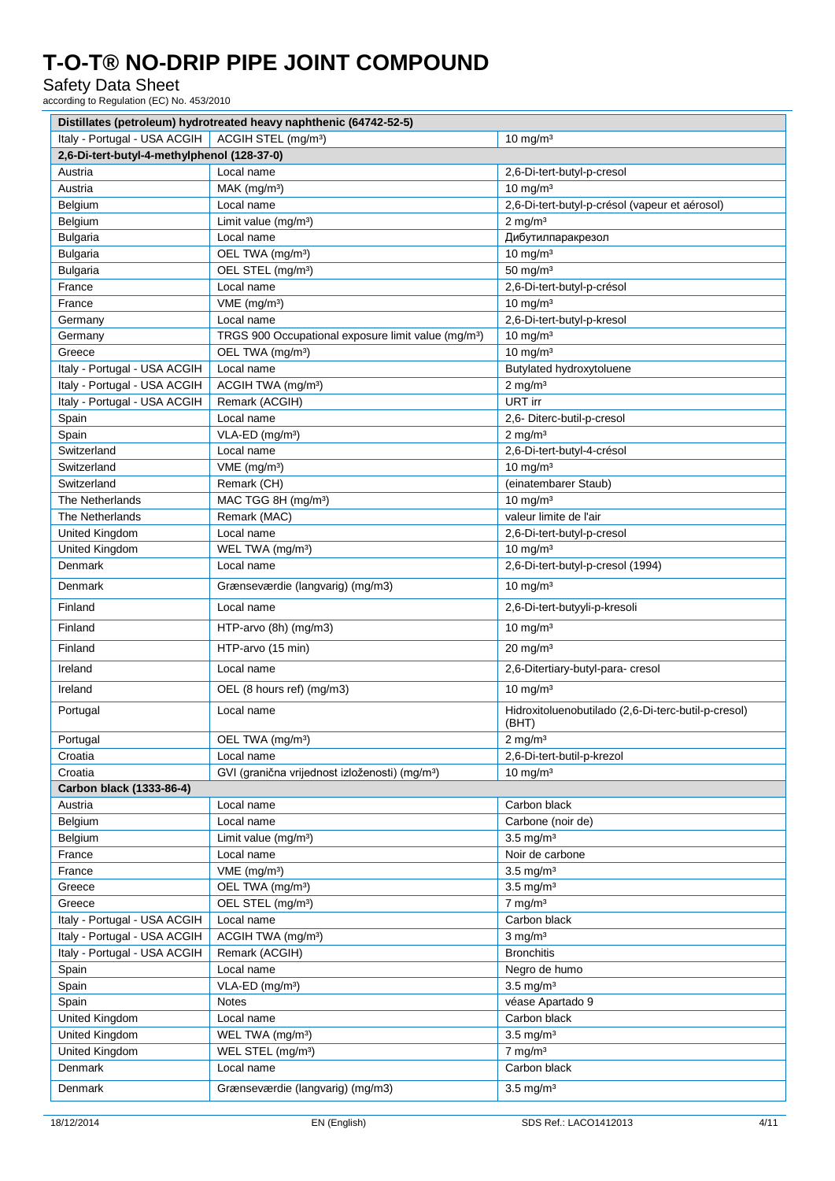# T-O-T® NO-DRIP PIPE JOINT COMPOUND

Safety Data Sheet

according to Regulation (EC) No. 453/2010

| Distillates (petroleum) hydrotreated heavy naphthenic (64742-52-5) | | |
|---|---|---|
| Italy - Portugal - USA ACGIH | ACGIH STEL (mg/m³) | 10 mg/m³ |
| **2,6-Di-tert-butyl-4-methylphenol (128-37-0)** | | |
| Austria | Local name | 2,6-Di-tert-butyl-p-cresol |
| Austria | MAK (mg/m³) | 10 mg/m³ |
| Belgium | Local name | 2,6-Di-tert-butyl-p-crésol (vapeur et aérosol) |
| Belgium | Limit value (mg/m³) | 2 mg/m³ |
| Bulgaria | Local name | Дибутилпаракрезол |
| Bulgaria | OEL TWA (mg/m³) | 10 mg/m³ |
| Bulgaria | OEL STEL (mg/m³) | 50 mg/m³ |
| France | Local name | 2,6-Di-tert-butyl-p-crésol |
| France | VME (mg/m³) | 10 mg/m³ |
| Germany | Local name | 2,6-Di-tert-butyl-p-kresol |
| Germany | TRGS 900 Occupational exposure limit value (mg/m³) | 10 mg/m³ |
| Greece | OEL TWA (mg/m³) | 10 mg/m³ |
| Italy - Portugal - USA ACGIH | Local name | Butylated hydroxytoluene |
| Italy - Portugal - USA ACGIH | ACGIH TWA (mg/m³) | 2 mg/m³ |
| Italy - Portugal - USA ACGIH | Remark (ACGIH) | URT irr |
| Spain | Local name | 2,6- Diterc-butil-p-cresol |
| Spain | VLA-ED (mg/m³) | 2 mg/m³ |
| Switzerland | Local name | 2,6-Di-tert-butyl-4-crésol |
| Switzerland | VME (mg/m³) | 10 mg/m³ |
| Switzerland | Remark (CH) | (einatembarer Staub) |
| The Netherlands | MAC TGG 8H (mg/m³) | 10 mg/m³ |
| The Netherlands | Remark (MAC) | valeur limite de l'air |
| United Kingdom | Local name | 2,6-Di-tert-butyl-p-cresol |
| United Kingdom | WEL TWA (mg/m³) | 10 mg/m³ |
| Denmark | Local name | 2,6-Di-tert-butyl-p-cresol (1994) |
| Denmark | Grænseværdie (langvarig) (mg/m3) | 10 mg/m³ |
| Finland | Local name | 2,6-Di-tert-butyyli-p-kresoli |
| Finland | HTP-arvo (8h) (mg/m3) | 10 mg/m³ |
| Finland | HTP-arvo (15 min) | 20 mg/m³ |
| Ireland | Local name | 2,6-Ditertiary-butyl-para- cresol |
| Ireland | OEL (8 hours ref) (mg/m3) | 10 mg/m³ |
| Portugal | Local name | Hidroxitoluenobutilado (2,6-Di-terc-butil-p-cresol) (BHT) |
| Portugal | OEL TWA (mg/m³) | 2 mg/m³ |
| Croatia | Local name | 2,6-Di-tert-butil-p-krezol |
| Croatia | GVI (granična vrijednost izloženosti) (mg/m³) | 10 mg/m³ |
| **Carbon black (1333-86-4)** | | |
| Austria | Local name | Carbon black |
| Belgium | Local name | Carbone (noir de) |
| Belgium | Limit value (mg/m³) | 3.5 mg/m³ |
| France | Local name | Noir de carbone |
| France | VME (mg/m³) | 3.5 mg/m³ |
| Greece | OEL TWA (mg/m³) | 3.5 mg/m³ |
| Greece | OEL STEL (mg/m³) | 7 mg/m³ |
| Italy - Portugal - USA ACGIH | Local name | Carbon black |
| Italy - Portugal - USA ACGIH | ACGIH TWA (mg/m³) | 3 mg/m³ |
| Italy - Portugal - USA ACGIH | Remark (ACGIH) | Bronchitis |
| Spain | Local name | Negro de humo |
| Spain | VLA-ED (mg/m³) | 3.5 mg/m³ |
| Spain | Notes | véase Apartado 9 |
| United Kingdom | Local name | Carbon black |
| United Kingdom | WEL TWA (mg/m³) | 3.5 mg/m³ |
| United Kingdom | WEL STEL (mg/m³) | 7 mg/m³ |
| Denmark | Local name | Carbon black |
| Denmark | Grænseværdie (langvarig) (mg/m3) | 3.5 mg/m³ |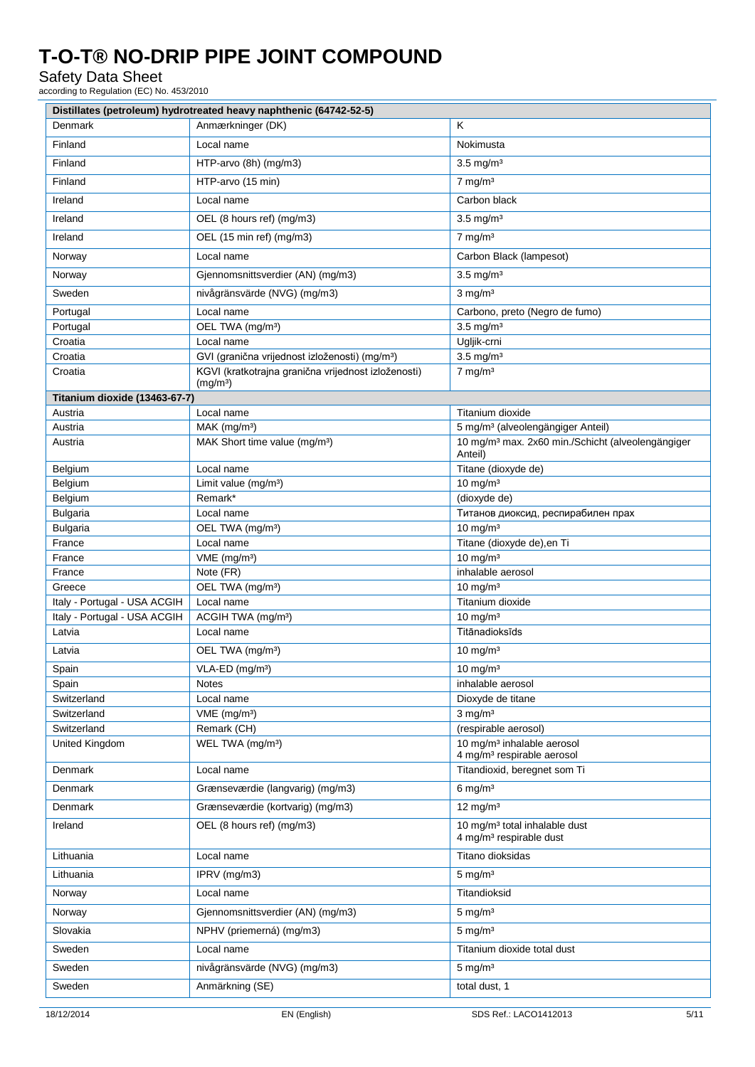| Distillates (petroleum) hydrotreated heavy naphthenic (64742-52-5) | | |
|---|---|---|
| Denmark | Anmærkninger (DK) | K |
| Finland | Local name | Nokimusta |
| Finland | HTP-arvo (8h) (mg/m3) | 3.5 mg/m³ |
| Finland | HTP-arvo (15 min) | 7 mg/m³ |
| Ireland | Local name | Carbon black |
| Ireland | OEL (8 hours ref) (mg/m3) | 3.5 mg/m³ |
| Ireland | OEL (15 min ref) (mg/m3) | 7 mg/m³ |
| Norway | Local name | Carbon Black (lampesot) |
| Norway | Gjennomsnittsverdier (AN) (mg/m3) | 3.5 mg/m³ |
| Sweden | nivågränsvärde (NVG) (mg/m3) | 3 mg/m³ |
| Portugal | Local name | Carbono, preto (Negro de fumo) |
| Portugal | OEL TWA (mg/m³) | 3.5 mg/m³ |
| Croatia | Local name | Ugljik-crni |
| Croatia | GVI (granična vrijednost izloženosti) (mg/m³) | 3.5 mg/m³ |
| Croatia | KGVI (kratkotrajna granična vrijednost izloženosti) (mg/m³) | 7 mg/m³ |
| **Titanium dioxide (13463-67-7)** | | |
| Austria | Local name | Titanium dioxide |
| Austria | MAK (mg/m³) | 5 mg/m³ (alveolengängiger Anteil) |
| Austria | MAK Short time value (mg/m³) | 10 mg/m³ max. 2x60 min./Schicht (alveolengängiger Anteil) |
| Belgium | Local name | Titane (dioxyde de) |
| Belgium | Limit value (mg/m³) | 10 mg/m³ |
| Belgium | Remark* | (dioxyde de) |
| Bulgaria | Local name | Титанов диоксид, респирабилен прах |
| Bulgaria | OEL TWA (mg/m³) | 10 mg/m³ |
| France | Local name | Titane (dioxyde de),en Ti |
| France | VME (mg/m³) | 10 mg/m³ |
| France | Note (FR) | inhalable aerosol |
| Greece | OEL TWA (mg/m³) | 10 mg/m³ |
| Italy - Portugal - USA ACGIH | Local name | Titanium dioxide |
| Italy - Portugal - USA ACGIH | ACGIH TWA (mg/m³) | 10 mg/m³ |
| Latvia | Local name | Titānadioksīds |
| Latvia | OEL TWA (mg/m³) | 10 mg/m³ |
| Spain | VLA-ED (mg/m³) | 10 mg/m³ |
| Spain | Notes | inhalable aerosol |
| Switzerland | Local name | Dioxyde de titane |
| Switzerland | VME (mg/m³) | 3 mg/m³ |
| Switzerland | Remark (CH) | (respirable aerosol) |
| United Kingdom | WEL TWA (mg/m³) | 10 mg/m³ inhalable aerosol<br>4 mg/m³ respirable aerosol |
| Denmark | Local name | Titandioxid, beregnet som Ti |
| Denmark | Grænseværdie (langvarig) (mg/m3) | 6 mg/m³ |
| Denmark | Grænseværdie (kortvarig) (mg/m3) | 12 mg/m³ |
| Ireland | OEL (8 hours ref) (mg/m3) | 10 mg/m³ total inhalable dust<br>4 mg/m³ respirable dust |
| Lithuania | Local name | Titano dioksidas |
| Lithuania | IPRV (mg/m3) | 5 mg/m³ |
| Norway | Local name | Titandioksid |
| Norway | Gjennomsnittsverdier (AN) (mg/m3) | 5 mg/m³ |
| Slovakia | NPHV (priemerná) (mg/m3) | 5 mg/m³ |
| Sweden | Local name | Titanium dioxide total dust |
| Sweden | nivågränsvärde (NVG) (mg/m3) | 5 mg/m³ |
| Sweden | Anmärkning (SE) | total dust, 1 |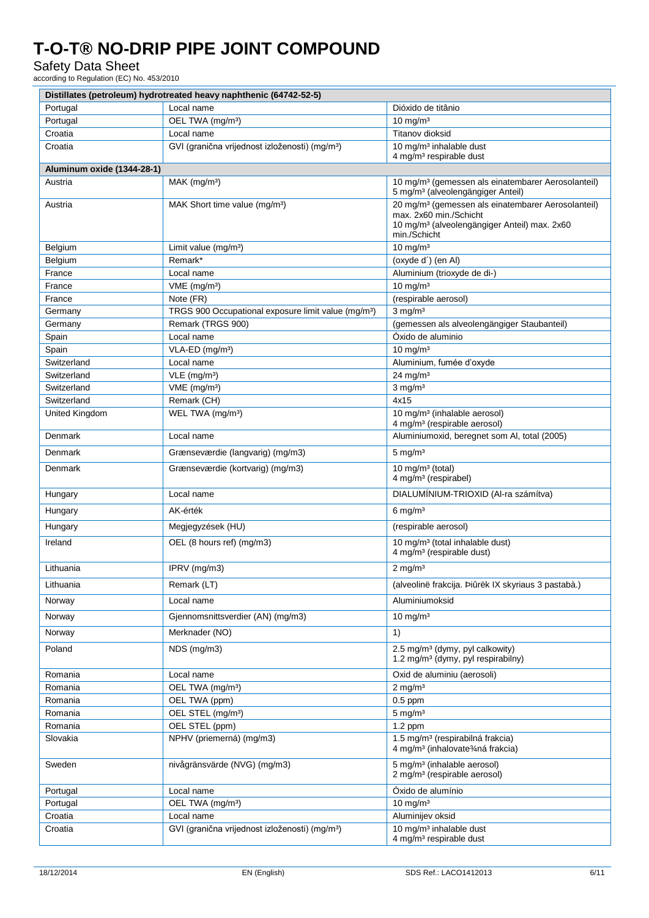| Distillates (petroleum) hydrotreated heavy naphthenic (64742-52-5) | | |
|---|---|---|
| Portugal | Local name | Dióxido de titânio |
| Portugal | OEL TWA (mg/m³) | 10 mg/m³ |
| Croatia | Local name | Titanov dioksid |
| Croatia | GVI (granična vrijednost izloženosti) (mg/m³) | 10 mg/m³ inhalable dust<br>4 mg/m³ respirable dust |

| Aluminum oxide (1344-28-1) | | |
|---|---|---|
| Austria | MAK (mg/m³) | 10 mg/m³ (gemessen als einatembarer Aerosolanteil)<br>5 mg/m³ (alveolengängiger Anteil) |
| Austria | MAK Short time value (mg/m³) | 20 mg/m³ (gemessen als einatembarer Aerosolanteil) max. 2x60 min./Schicht<br>10 mg/m³ (alveolengängiger Anteil) max. 2x60 min./Schicht |
| Belgium | Limit value (mg/m³) | 10 mg/m³ |
| Belgium | Remark* | (oxyde d´) (en Al) |
| France | Local name | Aluminium (trioxyde de di-) |
| France | VME (mg/m³) | 10 mg/m³ |
| France | Note (FR) | (respirable aerosol) |
| Germany | TRGS 900 Occupational exposure limit value (mg/m³) | 3 mg/m³ |
| Germany | Remark (TRGS 900) | (gemessen als alveolengängiger Staubanteil) |
| Spain | Local name | Óxido de aluminio |
| Spain | VLA-ED (mg/m³) | 10 mg/m³ |
| Switzerland | Local name | Aluminium, fumée d'oxyde |
| Switzerland | VLE (mg/m³) | 24 mg/m³ |
| Switzerland | VME (mg/m³) | 3 mg/m³ |
| Switzerland | Remark (CH) | 4x15 |
| United Kingdom | WEL TWA (mg/m³) | 10 mg/m³ (inhalable aerosol)<br>4 mg/m³ (respirable aerosol) |
| Denmark | Local name | Aluminiumoxid, beregnet som Al, total (2005) |
| Denmark | Grænseværdie (langvarig) (mg/m3) | 5 mg/m³ |
| Denmark | Grænseværdie (kortvarig) (mg/m3) | 10 mg/m³ (total)<br>4 mg/m³ (respirabel) |
| Hungary | Local name | DIALUMÍNIUM-TRIOXID (Al-ra számítva) |
| Hungary | AK-érték | 6 mg/m³ |
| Hungary | Megjegyzések (HU) | (respirable aerosol) |
| Ireland | OEL (8 hours ref) (mg/m3) | 10 mg/m³ (total inhalable dust)<br>4 mg/m³ (respirable dust) |
| Lithuania | IPRV (mg/m3) | 2 mg/m³ |
| Lithuania | Remark (LT) | (alveolinė frakcija. Þiûrëk IX skyriaus 3 pastabà.) |
| Norway | Local name | Aluminiumoksid |
| Norway | Gjennomsnittsverdier (AN) (mg/m3) | 10 mg/m³ |
| Norway | Merknader (NO) | 1) |
| Poland | NDS (mg/m3) | 2.5 mg/m³ (dymy, pył całkowity)<br>1.2 mg/m³ (dymy, pył respirabilny) |
| Romania | Local name | Oxid de aluminiu (aerosoli) |
| Romania | OEL TWA (mg/m³) | 2 mg/m³ |
| Romania | OEL TWA (ppm) | 0.5 ppm |
| Romania | OEL STEL (mg/m³) | 5 mg/m³ |
| Romania | OEL STEL (ppm) | 1.2 ppm |
| Slovakia | NPHV (priemerná) (mg/m3) | 1.5 mg/m³ (respirabilná frakcia)<br>4 mg/m³ (inhalovate¾ná frakcia) |
| Sweden | nivågränsvärde (NVG) (mg/m3) | 5 mg/m³ (inhalable aerosol)<br>2 mg/m³ (respirable aerosol) |
| Portugal | Local name | Óxido de alumínio |
| Portugal | OEL TWA (mg/m³) | 10 mg/m³ |
| Croatia | Local name | Aluminijev oksid |
| Croatia | GVI (granična vrijednost izloženosti) (mg/m³) | 10 mg/m³ inhalable dust<br>4 mg/m³ respirable dust |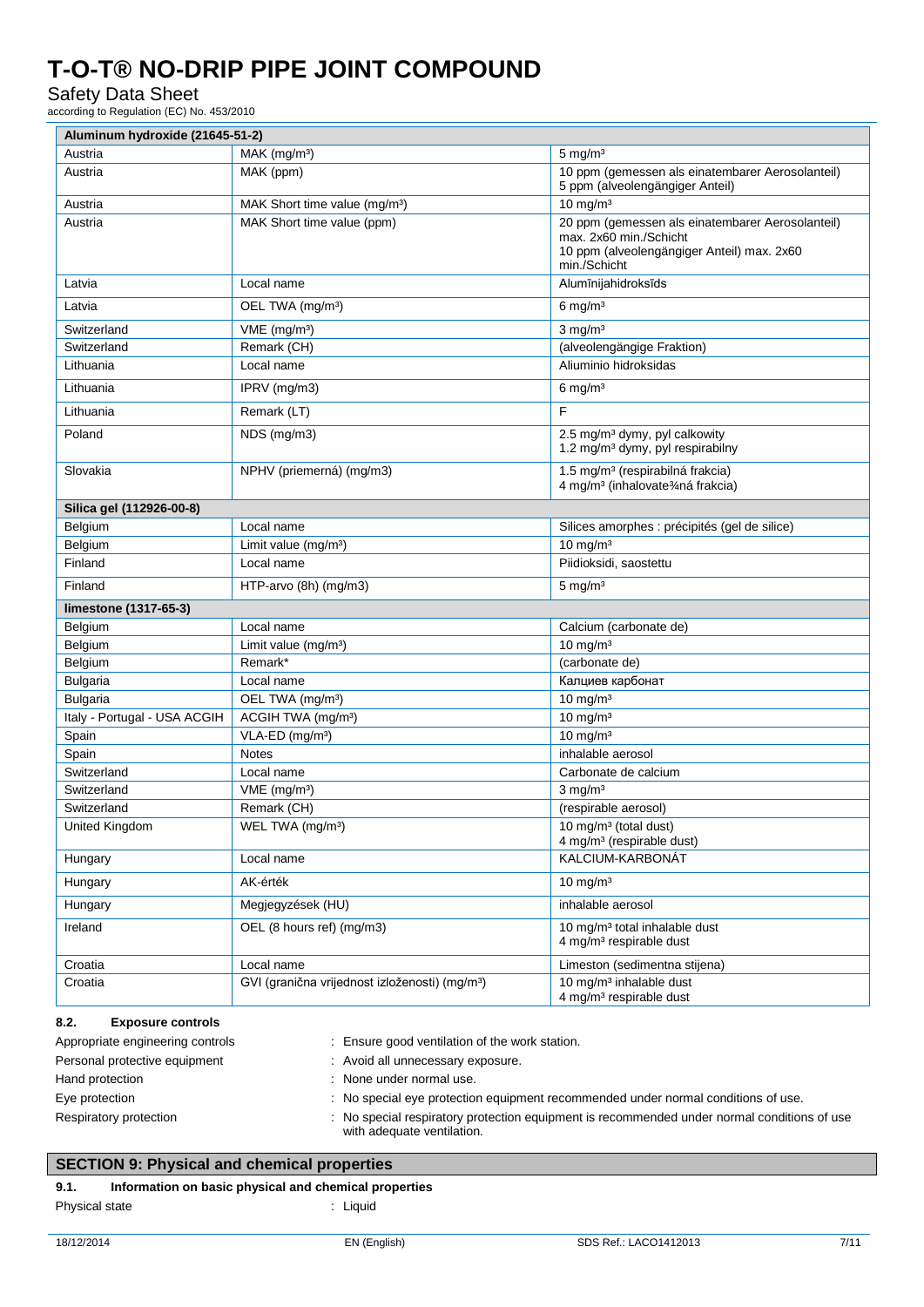| Aluminum hydroxide (21645-51-2) | | |
|---|---|---|
| Austria | MAK (mg/m³) | 5 mg/m³ |
| Austria | MAK (ppm) | 10 ppm (gemessen als einatembarer Aerosolanteil)<br>5 ppm (alveolengängiger Anteil) |
| Austria | MAK Short time value (mg/m³) | 10 mg/m³ |
| Austria | MAK Short time value (ppm) | 20 ppm (gemessen als einatembarer Aerosolanteil) max. 2x60 min./Schicht<br>10 ppm (alveolengängiger Anteil) max. 2x60 min./Schicht |
| Latvia | Local name | Alumīnijahidroksīds |
| Latvia | OEL TWA (mg/m³) | 6 mg/m³ |
| Switzerland | VME (mg/m³) | 3 mg/m³ |
| Switzerland | Remark (CH) | (alveolengängige Fraktion) |
| Lithuania | Local name | Aliuminio hidroksidas |
| Lithuania | IPRV (mg/m3) | 6 mg/m³ |
| Lithuania | Remark (LT) | F |
| Poland | NDS (mg/m3) | 2.5 mg/m³ dymy, pyl calkowity<br>1.2 mg/m³ dymy, pyl respirabilny |
| Slovakia | NPHV (priemerná) (mg/m3) | 1.5 mg/m³ (respirabilná frakcia)<br>4 mg/m³ (inhalovate¾ná frakcia) |
| **Silica gel (112926-00-8)** | | |
| Belgium | Local name | Silices amorphes : précipités (gel de silice) |
| Belgium | Limit value (mg/m³) | 10 mg/m³ |
| Finland | Local name | Piidioksidi, saostettu |
| Finland | HTP-arvo (8h) (mg/m3) | 5 mg/m³ |
| **limestone (1317-65-3)** | | |
| Belgium | Local name | Calcium (carbonate de) |
| Belgium | Limit value (mg/m³) | 10 mg/m³ |
| Belgium | Remark* | (carbonate de) |
| Bulgaria | Local name | Калциев карбонат |
| Bulgaria | OEL TWA (mg/m³) | 10 mg/m³ |
| Italy - Portugal - USA ACGIH | ACGIH TWA (mg/m³) | 10 mg/m³ |
| Spain | VLA-ED (mg/m³) | 10 mg/m³ |
| Spain | Notes | inhalable aerosol |
| Switzerland | Local name | Carbonate de calcium |
| Switzerland | VME (mg/m³) | 3 mg/m³ |
| Switzerland | Remark (CH) | (respirable aerosol) |
| United Kingdom | WEL TWA (mg/m³) | 10 mg/m³ (total dust)<br>4 mg/m³ (respirable dust) |
| Hungary | Local name | KALCIUM-KARBONÁT |
| Hungary | AK-érték | 10 mg/m³ |
| Hungary | Megjegyzések (HU) | inhalable aerosol |
| Ireland | OEL (8 hours ref) (mg/m3) | 10 mg/m³ total inhalable dust<br>4 mg/m³ respirable dust |
| Croatia | Local name | Limeston (sedimentna stijena) |
| Croatia | GVI (granična vrijednost izloženosti) (mg/m³) | 10 mg/m³ inhalable dust<br>4 mg/m³ respirable dust |

### 8.2. Exposure controls

Appropriate engineering controls : Ensure good ventilation of the work station.

Personal protective equipment : Avoid all unnecessary exposure.

Hand protection : None under normal use.

Eye protection : No special eye protection equipment recommended under normal conditions of use.

Respiratory protection : No special respiratory protection equipment is recommended under normal conditions of use with adequate ventilation.

## SECTION 9: Physical and chemical properties

### 9.1. Information on basic physical and chemical properties

Physical state : Liquid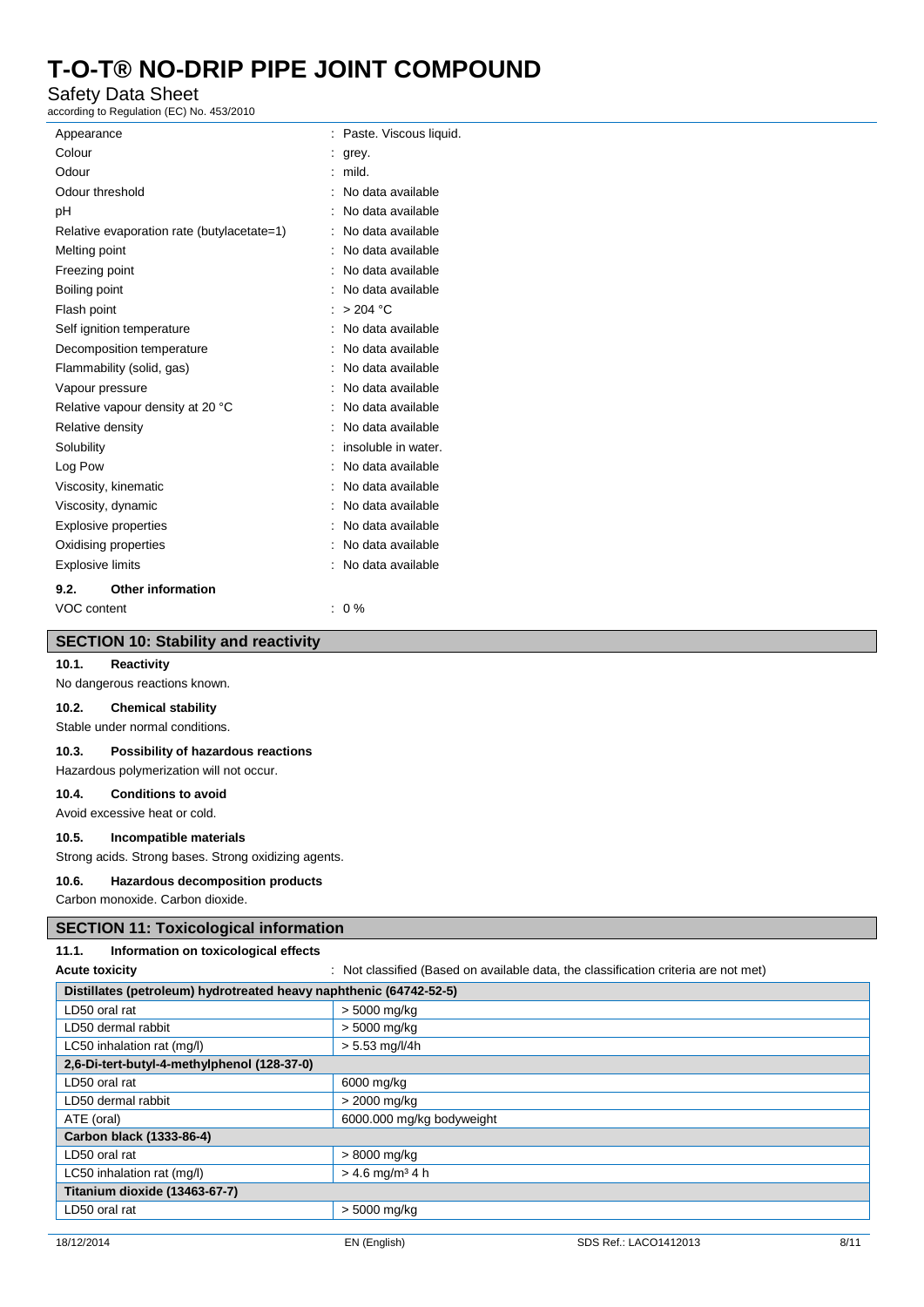| | |
|---|---|
| Appearance | : Paste. Viscous liquid. |
| Colour | : grey. |
| Odour | : mild. |
| Odour threshold | : No data available |
| pH | : No data available |
| Relative evaporation rate (butylacetate=1) | : No data available |
| Melting point | : No data available |
| Freezing point | : No data available |
| Boiling point | : No data available |
| Flash point | : > 204 °C |
| Self ignition temperature | : No data available |
| Decomposition temperature | : No data available |
| Flammability (solid, gas) | : No data available |
| Vapour pressure | : No data available |
| Relative vapour density at 20 °C | : No data available |
| Relative density | : No data available |
| Solubility | : insoluble in water. |
| Log Pow | : No data available |
| Viscosity, kinematic | : No data available |
| Viscosity, dynamic | : No data available |
| Explosive properties | : No data available |
| Oxidising properties | : No data available |
| Explosive limits | : No data available |

### 9.2. Other information

| | |
|---|---|
| VOC content | : 0 % |

## SECTION 10: Stability and reactivity

### 10.1. Reactivity

No dangerous reactions known.

### 10.2. Chemical stability

Stable under normal conditions.

### 10.3. Possibility of hazardous reactions

Hazardous polymerization will not occur.

### 10.4. Conditions to avoid

Avoid excessive heat or cold.

### 10.5. Incompatible materials

Strong acids. Strong bases. Strong oxidizing agents.

### 10.6. Hazardous decomposition products

Carbon monoxide. Carbon dioxide.

## SECTION 11: Toxicological information

### 11.1. Information on toxicological effects

**Acute toxicity** : Not classified (Based on available data, the classification criteria are not met)

| **Distillates (petroleum) hydrotreated heavy naphthenic (64742-52-5)** | |
|---|---|
| LD50 oral rat | > 5000 mg/kg |
| LD50 dermal rabbit | > 5000 mg/kg |
| LC50 inhalation rat (mg/l) | > 5.53 mg/l/4h |
| **2,6-Di-tert-butyl-4-methylphenol (128-37-0)** | |
| LD50 oral rat | 6000 mg/kg |
| LD50 dermal rabbit | > 2000 mg/kg |
| ATE (oral) | 6000.000 mg/kg bodyweight |
| **Carbon black (1333-86-4)** | |
| LD50 oral rat | > 8000 mg/kg |
| LC50 inhalation rat (mg/l) | > 4.6 mg/m³ 4 h |
| **Titanium dioxide (13463-67-7)** | |
| LD50 oral rat | > 5000 mg/kg |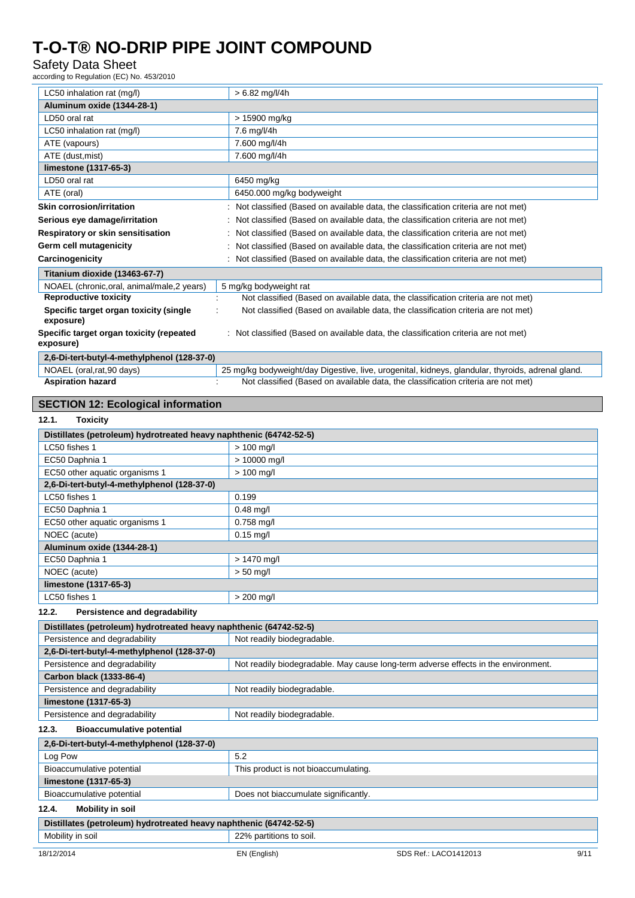| LC50 inhalation rat (mg/l) | > 6.82 mg/l/4h |
|---|---|
| **Aluminum oxide (1344-28-1)** | |
| LD50 oral rat | > 15900 mg/kg |
| LC50 inhalation rat (mg/l) | 7.6 mg/l/4h |
| ATE (vapours) | 7.600 mg/l/4h |
| ATE (dust,mist) | 7.600 mg/l/4h |
| **limestone (1317-65-3)** | |
| LD50 oral rat | 6450 mg/kg |
| ATE (oral) | 6450.000 mg/kg bodyweight |

**Skin corrosion/irritation** : Not classified (Based on available data, the classification criteria are not met)

**Serious eye damage/irritation** : Not classified (Based on available data, the classification criteria are not met)

**Respiratory or skin sensitisation** : Not classified (Based on available data, the classification criteria are not met)

**Germ cell mutagenicity** : Not classified (Based on available data, the classification criteria are not met)

**Carcinogenicity** : Not classified (Based on available data, the classification criteria are not met)

| Titanium dioxide (13463-67-7) | |
|---|---|
| NOAEL (chronic,oral, animal/male,2 years) | 5 mg/kg bodyweight rat |

**Reproductive toxicity** : Not classified (Based on available data, the classification criteria are not met)

**Specific target organ toxicity (single exposure)** : Not classified (Based on available data, the classification criteria are not met)

**Specific target organ toxicity (repeated exposure)** : Not classified (Based on available data, the classification criteria are not met)

| 2,6-Di-tert-butyl-4-methylphenol (128-37-0) | |
|---|---|
| NOAEL (oral,rat,90 days) | 25 mg/kg bodyweight/day Digestive, live, urogenital, kidneys, glandular, thyroids, adrenal gland. |

**Aspiration hazard** : Not classified (Based on available data, the classification criteria are not met)

## SECTION 12: Ecological information

### 12.1. Toxicity

| Distillates (petroleum) hydrotreated heavy naphthenic (64742-52-5) | |
|---|---|
| LC50 fishes 1 | > 100 mg/l |
| EC50 Daphnia 1 | > 10000 mg/l |
| EC50 other aquatic organisms 1 | > 100 mg/l |
| **2,6-Di-tert-butyl-4-methylphenol (128-37-0)** | |
| LC50 fishes 1 | 0.199 |
| EC50 Daphnia 1 | 0.48 mg/l |
| EC50 other aquatic organisms 1 | 0.758 mg/l |
| NOEC (acute) | 0.15 mg/l |
| **Aluminum oxide (1344-28-1)** | |
| EC50 Daphnia 1 | > 1470 mg/l |
| NOEC (acute) | > 50 mg/l |
| **limestone (1317-65-3)** | |
| LC50 fishes 1 | > 200 mg/l |

### 12.2. Persistence and degradability

| Distillates (petroleum) hydrotreated heavy naphthenic (64742-52-5) | |
|---|---|
| Persistence and degradability | Not readily biodegradable. |
| **2,6-Di-tert-butyl-4-methylphenol (128-37-0)** | |
| Persistence and degradability | Not readily biodegradable. May cause long-term adverse effects in the environment. |
| **Carbon black (1333-86-4)** | |
| Persistence and degradability | Not readily biodegradable. |
| **limestone (1317-65-3)** | |
| Persistence and degradability | Not readily biodegradable. |

### 12.3. Bioaccumulative potential

| 2,6-Di-tert-butyl-4-methylphenol (128-37-0) | |
|---|---|
| Log Pow | 5.2 |
| Bioaccumulative potential | This product is not bioaccumulating. |
| **limestone (1317-65-3)** | |
| Bioaccumulative potential | Does not biaccumulate significantly. |

### 12.4. Mobility in soil

| Distillates (petroleum) hydrotreated heavy naphthenic (64742-52-5) | |
|---|---|
| Mobility in soil | 22% partitions to soil. |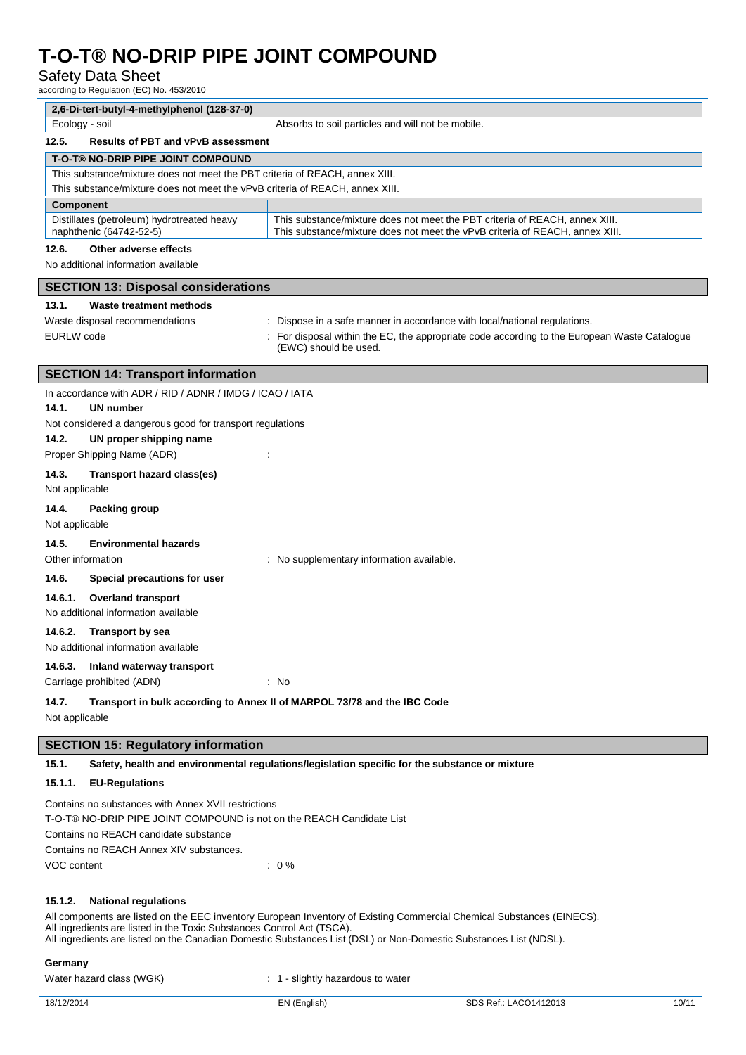| 2,6-Di-tert-butyl-4-methylphenol (128-37-0) | |
|---|---|
| Ecology - soil | Absorbs to soil particles and will not be mobile. |

**12.5. Results of PBT and vPvB assessment**

| T-O-T® NO-DRIP PIPE JOINT COMPOUND | |
|---|---|
| This substance/mixture does not meet the PBT criteria of REACH, annex XIII. | |
| This substance/mixture does not meet the vPvB criteria of REACH, annex XIII. | |
| **Component** | |
| Distillates (petroleum) hydrotreated heavy naphthenic (64742-52-5) | This substance/mixture does not meet the PBT criteria of REACH, annex XIII.<br>This substance/mixture does not meet the vPvB criteria of REACH, annex XIII. |

**12.6. Other adverse effects**

No additional information available

## SECTION 13: Disposal considerations

**13.1. Waste treatment methods**

Waste disposal recommendations : Dispose in a safe manner in accordance with local/national regulations.

EURLW code : For disposal within the EC, the appropriate code according to the European Waste Catalogue (EWC) should be used.

## SECTION 14: Transport information

In accordance with ADR / RID / ADNR / IMDG / ICAO / IATA

**14.1. UN number**

Not considered a dangerous good for transport regulations

**14.2. UN proper shipping name**

Proper Shipping Name (ADR) :

**14.3. Transport hazard class(es)**

Not applicable

**14.4. Packing group**

Not applicable

**14.5. Environmental hazards**

Other information : No supplementary information available.

**14.6. Special precautions for user**

**14.6.1. Overland transport**

No additional information available

**14.6.2. Transport by sea**

No additional information available

**14.6.3. Inland waterway transport**

Carriage prohibited (ADN) : No

**14.7. Transport in bulk according to Annex II of MARPOL 73/78 and the IBC Code**

Not applicable

## SECTION 15: Regulatory information

**15.1. Safety, health and environmental regulations/legislation specific for the substance or mixture**

**15.1.1. EU-Regulations**

Contains no substances with Annex XVII restrictions

T-O-T® NO-DRIP PIPE JOINT COMPOUND is not on the REACH Candidate List

Contains no REACH candidate substance

Contains no REACH Annex XIV substances.

VOC content : 0 %

**15.1.2. National regulations**

All components are listed on the EEC inventory European Inventory of Existing Commercial Chemical Substances (EINECS).
All ingredients are listed in the Toxic Substances Control Act (TSCA).
All ingredients are listed on the Canadian Domestic Substances List (DSL) or Non-Domestic Substances List (NDSL).

**Germany**

Water hazard class (WGK) : 1 - slightly hazardous to water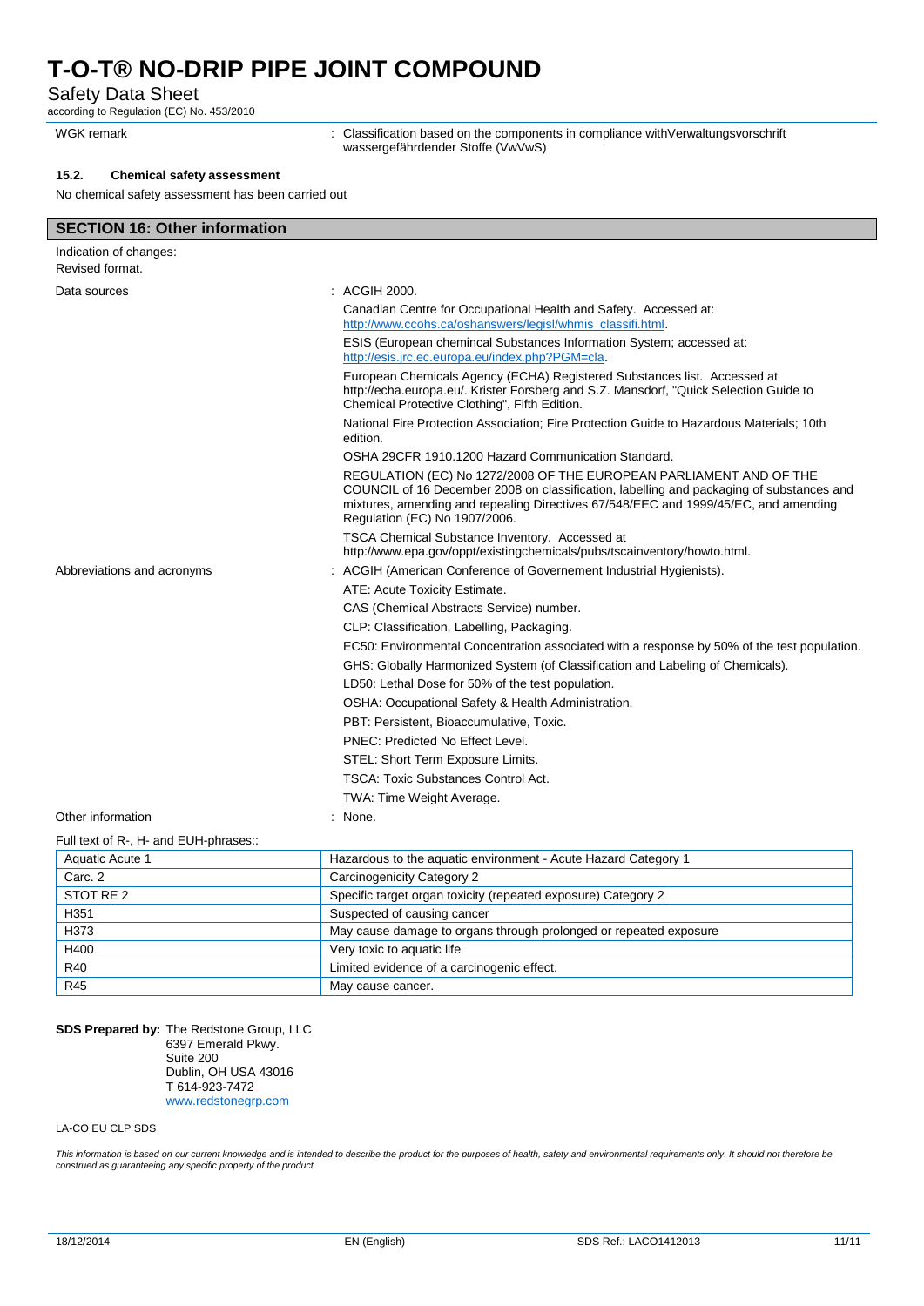WGK remark : Classification based on the components in compliance withVerwaltungsvorschrift wassergefährdender Stoffe (VwVwS)

### 15.2. Chemical safety assessment

No chemical safety assessment has been carried out

## SECTION 16: Other information

Indication of changes:
Revised format.

Data sources : ACGIH 2000.

Canadian Centre for Occupational Health and Safety. Accessed at: http://www.ccohs.ca/oshanswers/legisl/whmis_classifi.html.

ESIS (European chemincal Substances Information System; accessed at: http://esis.jrc.ec.europa.eu/index.php?PGM=cla.

European Chemicals Agency (ECHA) Registered Substances list. Accessed at http://echa.europa.eu/. Krister Forsberg and S.Z. Mansdorf, "Quick Selection Guide to Chemical Protective Clothing", Fifth Edition.

National Fire Protection Association; Fire Protection Guide to Hazardous Materials; 10th edition.

OSHA 29CFR 1910.1200 Hazard Communication Standard.

REGULATION (EC) No 1272/2008 OF THE EUROPEAN PARLIAMENT AND OF THE COUNCIL of 16 December 2008 on classification, labelling and packaging of substances and mixtures, amending and repealing Directives 67/548/EEC and 1999/45/EC, and amending Regulation (EC) No 1907/2006.

TSCA Chemical Substance Inventory. Accessed at http://www.epa.gov/oppt/existingchemicals/pubs/tscainventory/howto.html.

Abbreviations and acronyms : ACGIH (American Conference of Governement Industrial Hygienists).

ATE: Acute Toxicity Estimate.

CAS (Chemical Abstracts Service) number.

CLP: Classification, Labelling, Packaging.

EC50: Environmental Concentration associated with a response by 50% of the test population.

GHS: Globally Harmonized System (of Classification and Labeling of Chemicals).

LD50: Lethal Dose for 50% of the test population.

OSHA: Occupational Safety & Health Administration.

PBT: Persistent, Bioaccumulative, Toxic.

PNEC: Predicted No Effect Level.

STEL: Short Term Exposure Limits.

TSCA: Toxic Substances Control Act.

TWA: Time Weight Average.

Other information : None.

Full text of R-, H- and EUH-phrases::

| | |
|---|---|
| Aquatic Acute 1 | Hazardous to the aquatic environment - Acute Hazard Category 1 |
| Carc. 2 | Carcinogenicity Category 2 |
| STOT RE 2 | Specific target organ toxicity (repeated exposure) Category 2 |
| H351 | Suspected of causing cancer |
| H373 | May cause damage to organs through prolonged or repeated exposure |
| H400 | Very toxic to aquatic life |
| R40 | Limited evidence of a carcinogenic effect. |
| R45 | May cause cancer. |

**SDS Prepared by:** The Redstone Group, LLC
6397 Emerald Pkwy.
Suite 200
Dublin, OH USA 43016
T 614-923-7472
www.redstonegrp.com

LA-CO EU CLP SDS

*This information is based on our current knowledge and is intended to describe the product for the purposes of health, safety and environmental requirements only. It should not therefore be construed as guaranteeing any specific property of the product.*